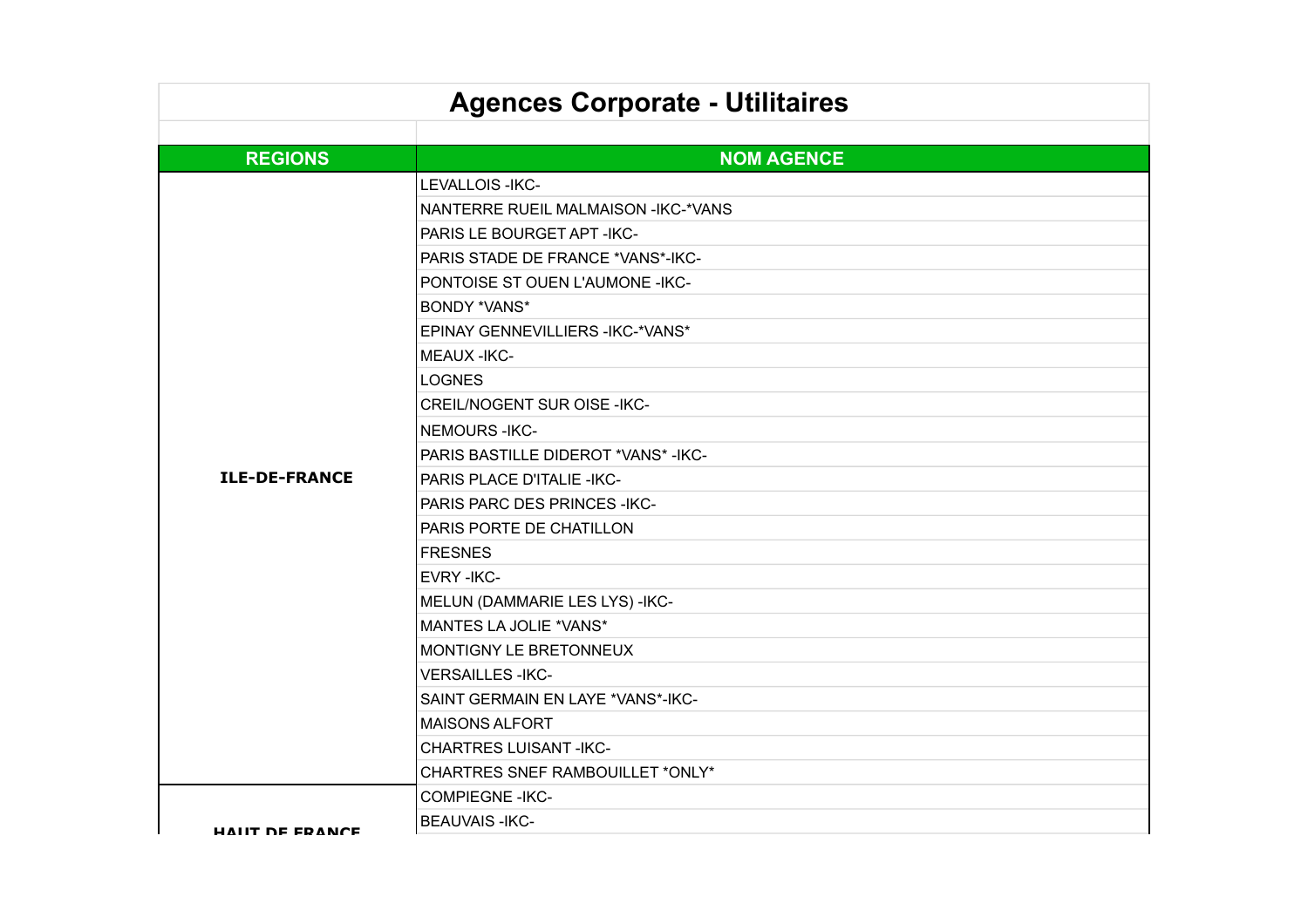# Agences Corporate - Utilitaires

| REGIONS | NOM AGENCE |
|---|---|
| ILE-DE-FRANCE | LEVALLOIS -IKC- |
| | NANTERRE RUEIL MALMAISON -IKC-*VANS |
| | PARIS LE BOURGET APT -IKC- |
| | PARIS STADE DE FRANCE *VANS*-IKC- |
| | PONTOISE ST OUEN L'AUMONE -IKC- |
| | BONDY *VANS* |
| | EPINAY GENNEVILLIERS -IKC-*VANS* |
| | MEAUX -IKC- |
| | LOGNES |
| | CREIL/NOGENT SUR OISE -IKC- |
| | NEMOURS -IKC- |
| | PARIS BASTILLE DIDEROT *VANS* -IKC- |
| | PARIS PLACE D'ITALIE -IKC- |
| | PARIS PARC DES PRINCES -IKC- |
| | PARIS PORTE DE CHATILLON |
| | FRESNES |
| | EVRY -IKC- |
| | MELUN (DAMMARIE LES LYS) -IKC- |
| | MANTES LA JOLIE *VANS* |
| | MONTIGNY LE BRETONNEUX |
| | VERSAILLES -IKC- |
| | SAINT GERMAIN EN LAYE *VANS*-IKC- |
| | MAISONS ALFORT |
| | CHARTRES LUISANT -IKC- |
| | CHARTRES SNEF RAMBOUILLET *ONLY* |
| HAUT DE FRANCE | COMPIEGNE -IKC- |
| | BEAUVAIS -IKC- |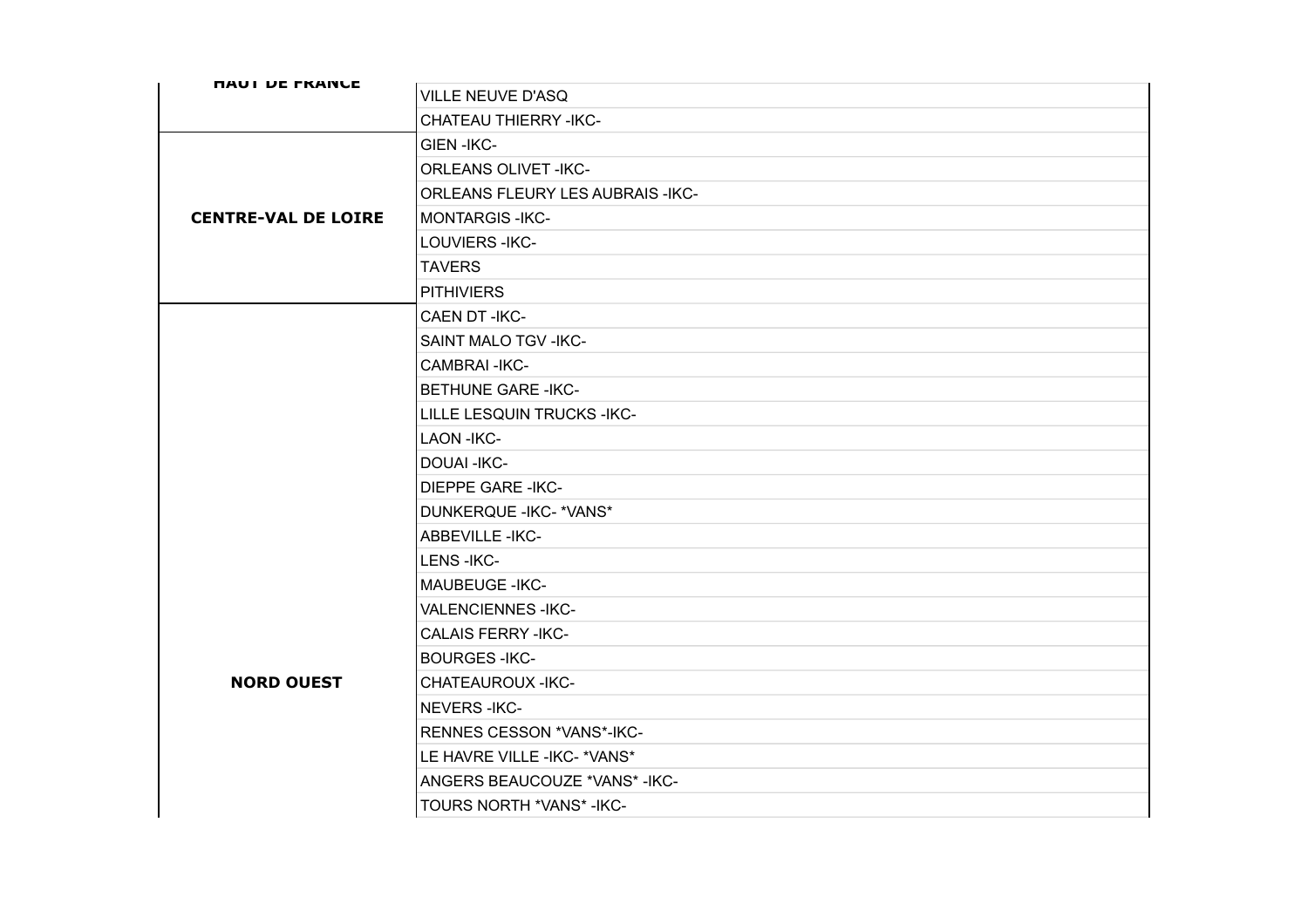| HAUT DE FRANCE | VILLE NEUVE D'ASQ |
|---|---|
| | CHATEAU THIERRY -IKC- |
| **CENTRE-VAL DE LOIRE** | GIEN -IKC- |
| | ORLEANS OLIVET -IKC- |
| | ORLEANS FLEURY LES AUBRAIS -IKC- |
| | MONTARGIS -IKC- |
| | LOUVIERS -IKC- |
| | TAVERS |
| | PITHIVIERS |
| **NORD OUEST** | CAEN DT -IKC- |
| | SAINT MALO TGV -IKC- |
| | CAMBRAI -IKC- |
| | BETHUNE GARE -IKC- |
| | LILLE LESQUIN TRUCKS -IKC- |
| | LAON -IKC- |
| | DOUAI -IKC- |
| | DIEPPE GARE -IKC- |
| | DUNKERQUE -IKC- *VANS* |
| | ABBEVILLE -IKC- |
| | LENS -IKC- |
| | MAUBEUGE -IKC- |
| | VALENCIENNES -IKC- |
| | CALAIS FERRY -IKC- |
| | BOURGES -IKC- |
| | CHATEAUROUX -IKC- |
| | NEVERS -IKC- |
| | RENNES CESSON *VANS*-IKC- |
| | LE HAVRE VILLE -IKC- *VANS* |
| | ANGERS BEAUCOUZE *VANS* -IKC- |
| | TOURS NORTH *VANS* -IKC- |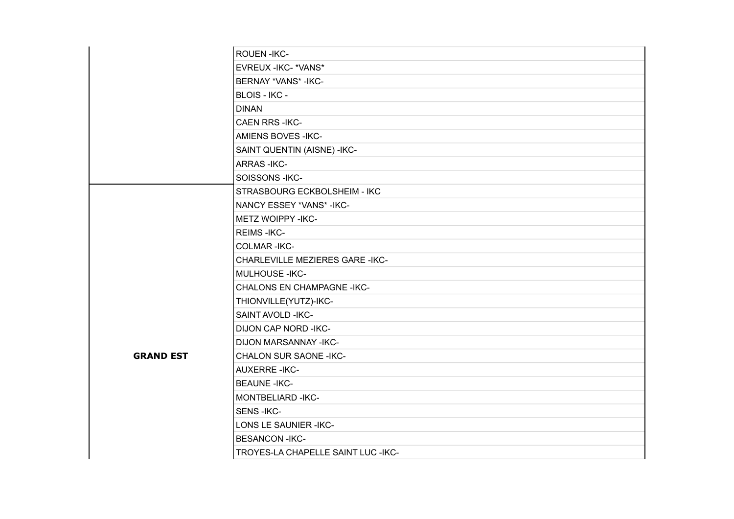| | |
|---|---|
| | ROUEN -IKC- |
| | EVREUX -IKC- *VANS* |
| | BERNAY *VANS* -IKC- |
| | BLOIS - IKC - |
| | DINAN |
| | CAEN RRS -IKC- |
| | AMIENS BOVES -IKC- |
| | SAINT QUENTIN (AISNE) -IKC- |
| | ARRAS -IKC- |
| | SOISSONS -IKC- |
| **GRAND EST** | STRASBOURG ECKBOLSHEIM - IKC |
| | NANCY ESSEY *VANS* -IKC- |
| | METZ WOIPPY -IKC- |
| | REIMS -IKC- |
| | COLMAR -IKC- |
| | CHARLEVILLE MEZIERES GARE -IKC- |
| | MULHOUSE -IKC- |
| | CHALONS EN CHAMPAGNE -IKC- |
| | THIONVILLE(YUTZ)-IKC- |
| | SAINT AVOLD -IKC- |
| | DIJON CAP NORD -IKC- |
| | DIJON MARSANNAY -IKC- |
| | CHALON SUR SAONE -IKC- |
| | AUXERRE -IKC- |
| | BEAUNE -IKC- |
| | MONTBELIARD -IKC- |
| | SENS -IKC- |
| | LONS LE SAUNIER -IKC- |
| | BESANCON -IKC- |
| | TROYES-LA CHAPELLE SAINT LUC -IKC- |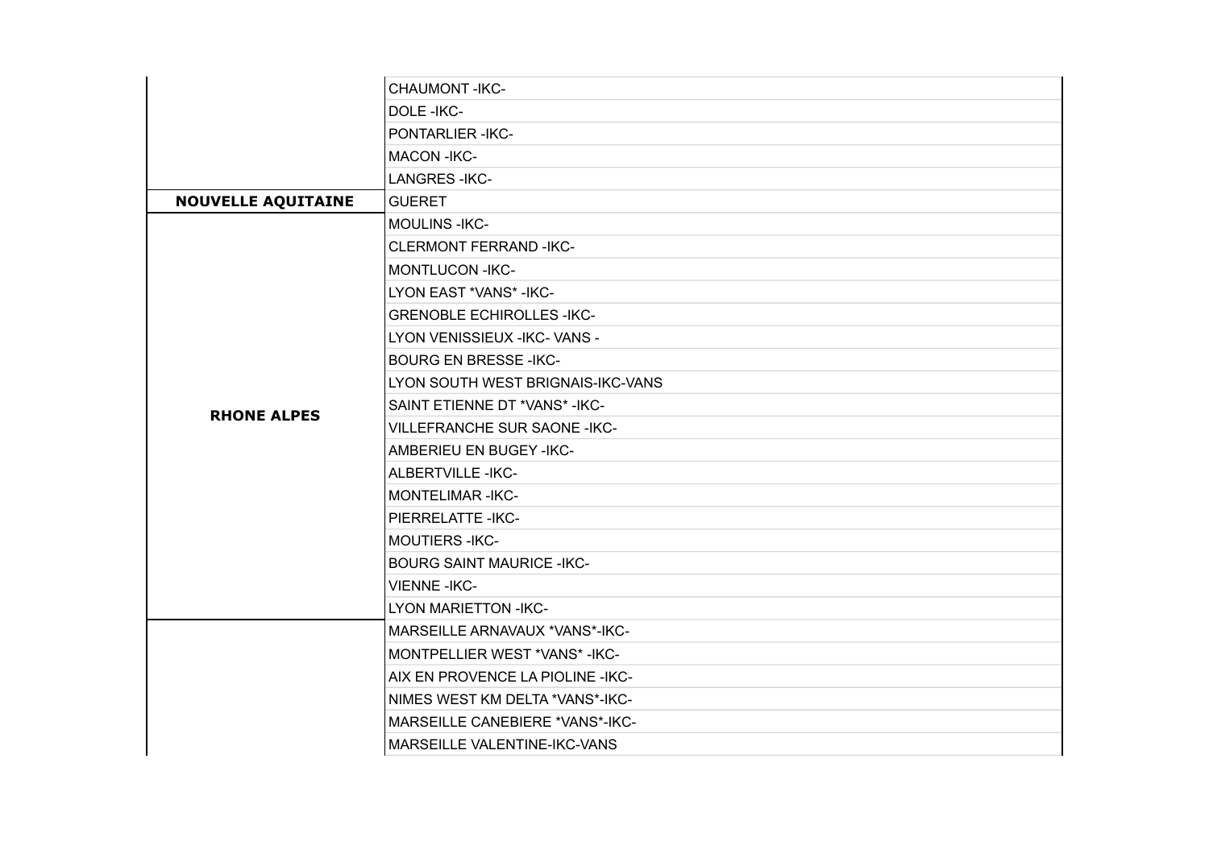| | |
|---|---|
| | CHAUMONT -IKC- |
| | DOLE -IKC- |
| | PONTARLIER -IKC- |
| | MACON -IKC- |
| | LANGRES -IKC- |
| **NOUVELLE AQUITAINE** | GUERET |
| **RHONE ALPES** | MOULINS -IKC- |
| | CLERMONT FERRAND -IKC- |
| | MONTLUCON -IKC- |
| | LYON EAST *VANS* -IKC- |
| | GRENOBLE ECHIROLLES -IKC- |
| | LYON VENISSIEUX -IKC- VANS - |
| | BOURG EN BRESSE -IKC- |
| | LYON SOUTH WEST BRIGNAIS-IKC-VANS |
| | SAINT ETIENNE DT *VANS* -IKC- |
| | VILLEFRANCHE SUR SAONE -IKC- |
| | AMBERIEU EN BUGEY -IKC- |
| | ALBERTVILLE -IKC- |
| | MONTELIMAR -IKC- |
| | PIERRELATTE -IKC- |
| | MOUTIERS -IKC- |
| | BOURG SAINT MAURICE -IKC- |
| | VIENNE -IKC- |
| | LYON MARIETTON -IKC- |
| | MARSEILLE ARNAVAUX *VANS*-IKC- |
| | MONTPELLIER WEST *VANS* -IKC- |
| | AIX EN PROVENCE LA PIOLINE -IKC- |
| | NIMES WEST KM DELTA *VANS*-IKC- |
| | MARSEILLE CANEBIERE *VANS*-IKC- |
| | MARSEILLE VALENTINE-IKC-VANS |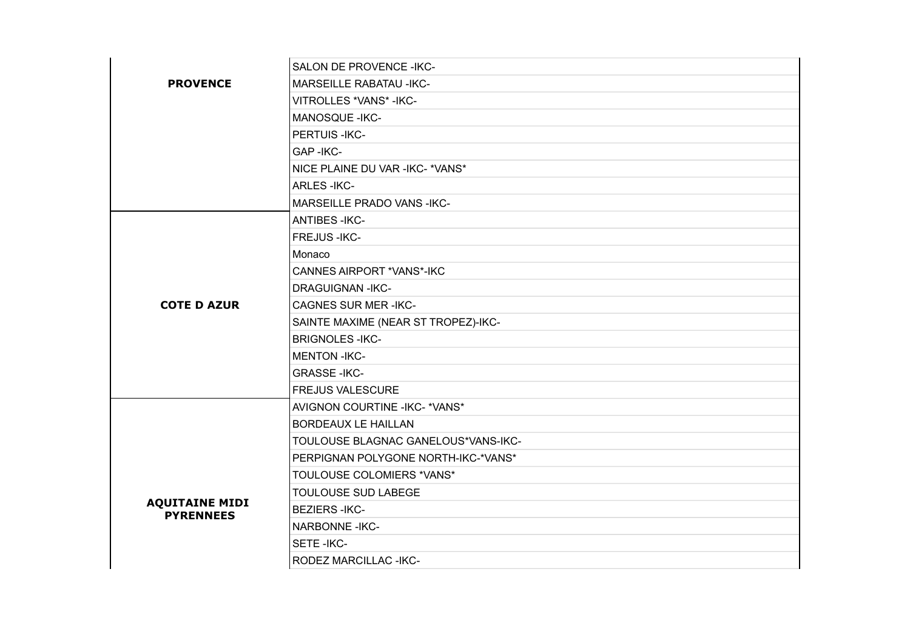| | |
|---|---|
| **PROVENCE** | SALON DE PROVENCE -IKC- |
| | MARSEILLE RABATAU -IKC- |
| | VITROLLES *VANS* -IKC- |
| | MANOSQUE -IKC- |
| | PERTUIS -IKC- |
| | GAP -IKC- |
| | NICE PLAINE DU VAR -IKC- *VANS* |
| | ARLES -IKC- |
| | MARSEILLE PRADO VANS -IKC- |
| **COTE D AZUR** | ANTIBES -IKC- |
| | FREJUS -IKC- |
| | Monaco |
| | CANNES AIRPORT *VANS*-IKC |
| | DRAGUIGNAN -IKC- |
| | CAGNES SUR MER -IKC- |
| | SAINTE MAXIME (NEAR ST TROPEZ)-IKC- |
| | BRIGNOLES -IKC- |
| | MENTON -IKC- |
| | GRASSE -IKC- |
| | FREJUS VALESCURE |
| **AQUITAINE MIDI PYRENNEES** | AVIGNON COURTINE -IKC- *VANS* |
| | BORDEAUX LE HAILLAN |
| | TOULOUSE BLAGNAC GANELOUS*VANS-IKC- |
| | PERPIGNAN POLYGONE NORTH-IKC-*VANS* |
| | TOULOUSE COLOMIERS *VANS* |
| | TOULOUSE SUD LABEGE |
| | BEZIERS -IKC- |
| | NARBONNE -IKC- |
| | SETE -IKC- |
| | RODEZ MARCILLAC -IKC- |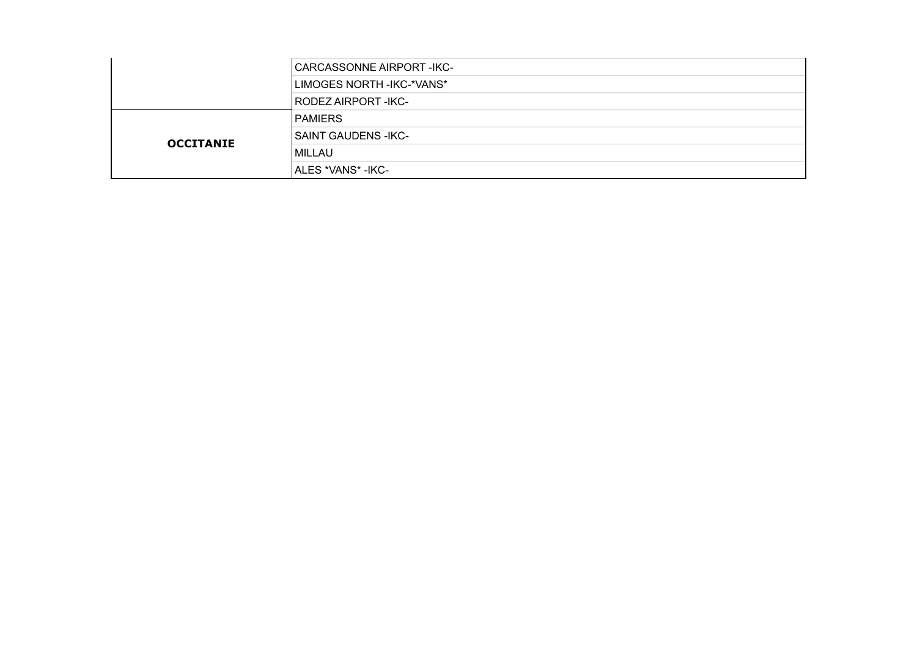| | |
|---|---|
| | CARCASSONNE AIRPORT -IKC- |
| | LIMOGES NORTH -IKC-*VANS* |
| | RODEZ AIRPORT -IKC- |
| **OCCITANIE** | PAMIERS |
| | SAINT GAUDENS -IKC- |
| | MILLAU |
| | ALES *VANS* -IKC- |